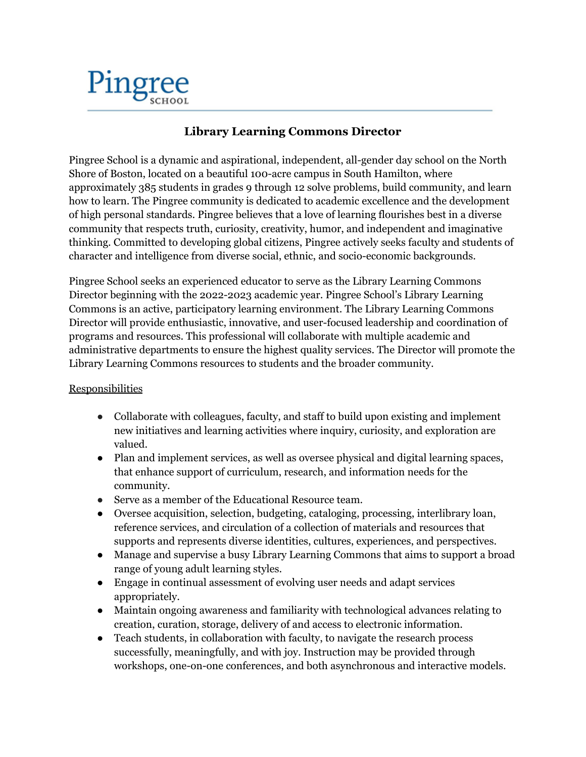Pingree School

# Library Learning Commons Director

Pingree School is a dynamic and aspirational, independent, all-gender day school on the North Shore of Boston, located on a beautiful 100-acre campus in South Hamilton, where approximately 385 students in grades 9 through 12 solve problems, build community, and learn how to learn. The Pingree community is dedicated to academic excellence and the development of high personal standards. Pingree believes that a love of learning flourishes best in a diverse community that respects truth, curiosity, creativity, humor, and independent and imaginative thinking. Committed to developing global citizens, Pingree actively seeks faculty and students of character and intelligence from diverse social, ethnic, and socio-economic backgrounds.

Pingree School seeks an experienced educator to serve as the Library Learning Commons Director beginning with the 2022-2023 academic year. Pingree School's Library Learning Commons is an active, participatory learning environment. The Library Learning Commons Director will provide enthusiastic, innovative, and user-focused leadership and coordination of programs and resources. This professional will collaborate with multiple academic and administrative departments to ensure the highest quality services. The Director will promote the Library Learning Commons resources to students and the broader community.

<u>Responsibilities</u>

- Collaborate with colleagues, faculty, and staff to build upon existing and implement new initiatives and learning activities where inquiry, curiosity, and exploration are valued.
- Plan and implement services, as well as oversee physical and digital learning spaces, that enhance support of curriculum, research, and information needs for the community.
- Serve as a member of the Educational Resource team.
- Oversee acquisition, selection, budgeting, cataloging, processing, interlibrary loan, reference services, and circulation of a collection of materials and resources that supports and represents diverse identities, cultures, experiences, and perspectives.
- Manage and supervise a busy Library Learning Commons that aims to support a broad range of young adult learning styles.
- Engage in continual assessment of evolving user needs and adapt services appropriately.
- Maintain ongoing awareness and familiarity with technological advances relating to creation, curation, storage, delivery of and access to electronic information.
- Teach students, in collaboration with faculty, to navigate the research process successfully, meaningfully, and with joy. Instruction may be provided through workshops, one-on-one conferences, and both asynchronous and interactive models.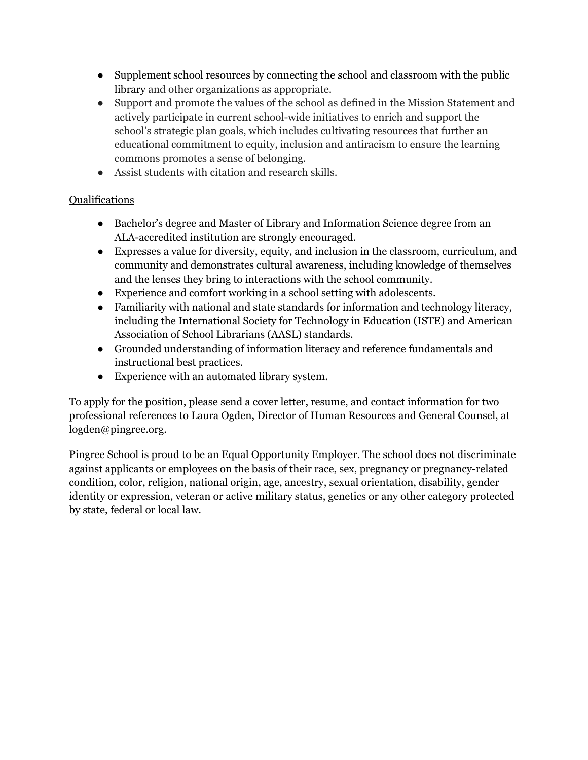- Supplement school resources by connecting the school and classroom with the public library and other organizations as appropriate.
- Support and promote the values of the school as defined in the Mission Statement and actively participate in current school-wide initiatives to enrich and support the school's strategic plan goals, which includes cultivating resources that further an educational commitment to equity, inclusion and antiracism to ensure the learning commons promotes a sense of belonging.
- Assist students with citation and research skills.

<u>Qualifications</u>

- Bachelor's degree and Master of Library and Information Science degree from an ALA-accredited institution are strongly encouraged.
- Expresses a value for diversity, equity, and inclusion in the classroom, curriculum, and community and demonstrates cultural awareness, including knowledge of themselves and the lenses they bring to interactions with the school community.
- Experience and comfort working in a school setting with adolescents.
- Familiarity with national and state standards for information and technology literacy, including the International Society for Technology in Education (ISTE) and American Association of School Librarians (AASL) standards.
- Grounded understanding of information literacy and reference fundamentals and instructional best practices.
- Experience with an automated library system.

To apply for the position, please send a cover letter, resume, and contact information for two professional references to Laura Ogden, Director of Human Resources and General Counsel, at logden@pingree.org.

Pingree School is proud to be an Equal Opportunity Employer. The school does not discriminate against applicants or employees on the basis of their race, sex, pregnancy or pregnancy-related condition, color, religion, national origin, age, ancestry, sexual orientation, disability, gender identity or expression, veteran or active military status, genetics or any other category protected by state, federal or local law.